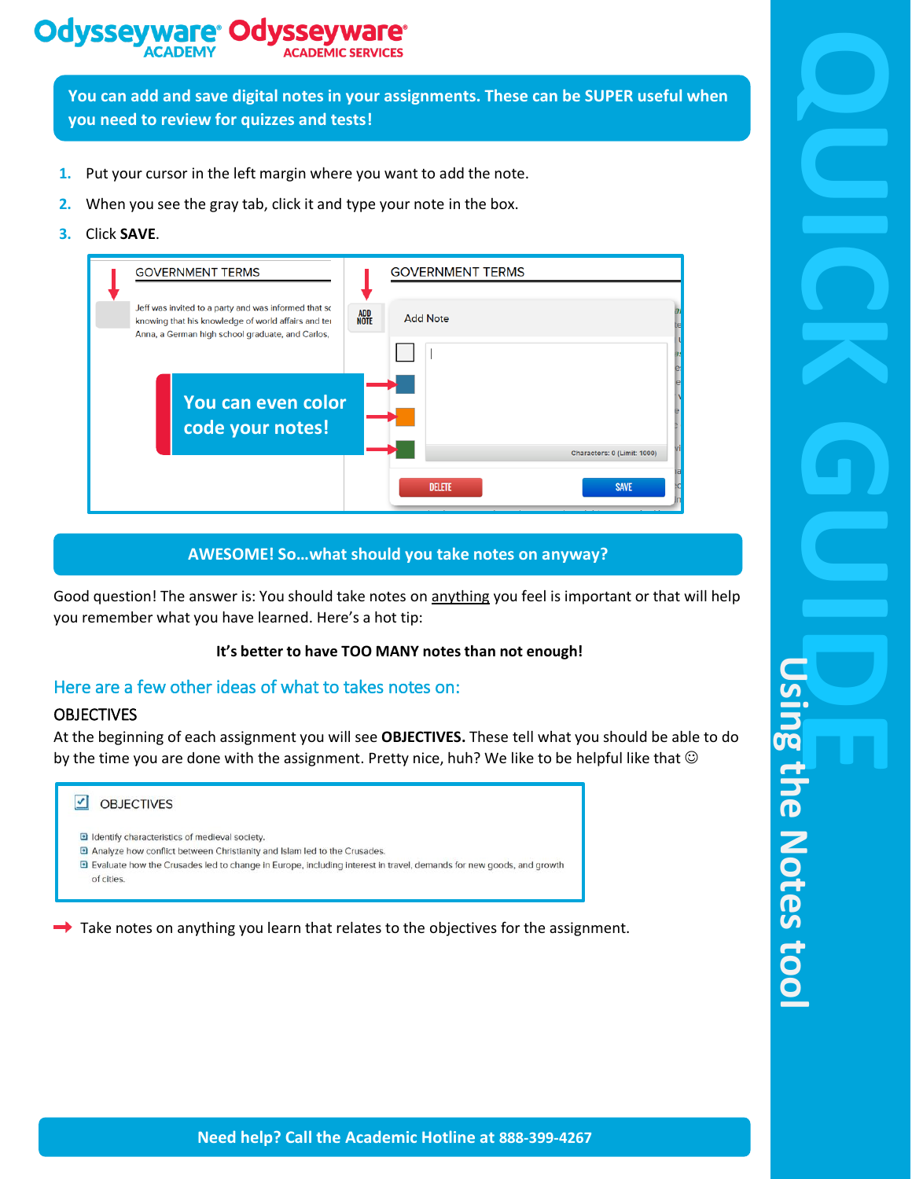# QUICK GUIDE

## Using the Notes tool

**You can add and save digital notes in your assignments. These can be SUPER useful when you need to review for quizzes and tests!**

1. Put your cursor in the left margin where you want to add the note.
2. When you see the gray tab, click it and type your note in the box.
3. Click **SAVE**.

**You can even color code your notes!**

**AWESOME! So…what should you take notes on anyway?**

Good question! The answer is: You should take notes on anything you feel is important or that will help you remember what you have learned. Here's a hot tip:

**It's better to have TOO MANY notes than not enough!**

## Here are a few other ideas of what to takes notes on:

### OBJECTIVES

At the beginning of each assignment you will see **OBJECTIVES.** These tell what you should be able to do by the time you are done with the assignment. Pretty nice, huh? We like to be helpful like that ☺

➡ Take notes on anything you learn that relates to the objectives for the assignment.

**Need help? Call the Academic Hotline at 888-399-4267**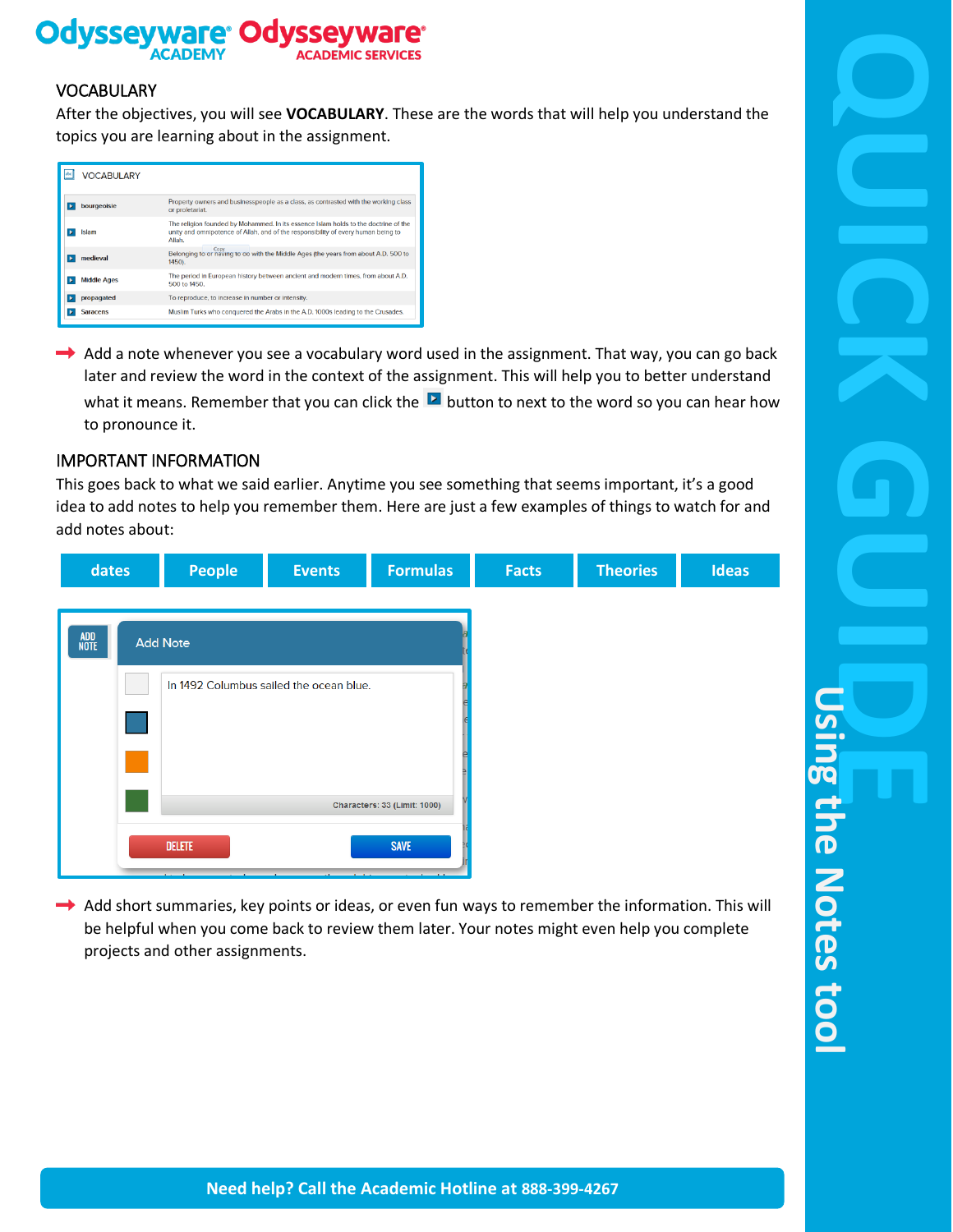## VOCABULARY

After the objectives, you will see **VOCABULARY**. These are the words that will help you understand the topics you are learning about in the assignment.

| VOCABULARY | |
|---|---|
| bourgeoisie | Property owners and businesspeople as a class, as contrasted with the working class or proletariat. |
| Islam | The religion founded by Mohammed. In its essence Islam holds to the doctrine of the unity and omnipotence of Allah, and of the responsibility of every human being to Allah. |
| medieval | Belonging to or having to do with the Middle Ages (the years from about A.D. 500 to 1450). |
| Middle Ages | The period in European history between ancient and modern times, from about A.D. 500 to 1450. |
| propagated | To reproduce, to increase in number or intensity. |
| Saracens | Muslim Turks who conquered the Arabs in the A.D. 1000s leading to the Crusades. |

→ Add a note whenever you see a vocabulary word used in the assignment. That way, you can go back later and review the word in the context of the assignment. This will help you to better understand what it means. Remember that you can click the ▶ button to next to the word so you can hear how to pronounce it.

## IMPORTANT INFORMATION

This goes back to what we said earlier. Anytime you see something that seems important, it's a good idea to add notes to help you remember them. Here are just a few examples of things to watch for and add notes about:

| dates | People | Events | Formulas | Facts | Theories | Ideas |
|---|---|---|---|---|---|---|

ADD NOTE

**Add Note**

In 1492 Columbus sailed the ocean blue.

Characters: 33 (Limit: 1000)

DELETE | SAVE

→ Add short summaries, key points or ideas, or even fun ways to remember the information. This will be helpful when you come back to review them later. Your notes might even help you complete projects and other assignments.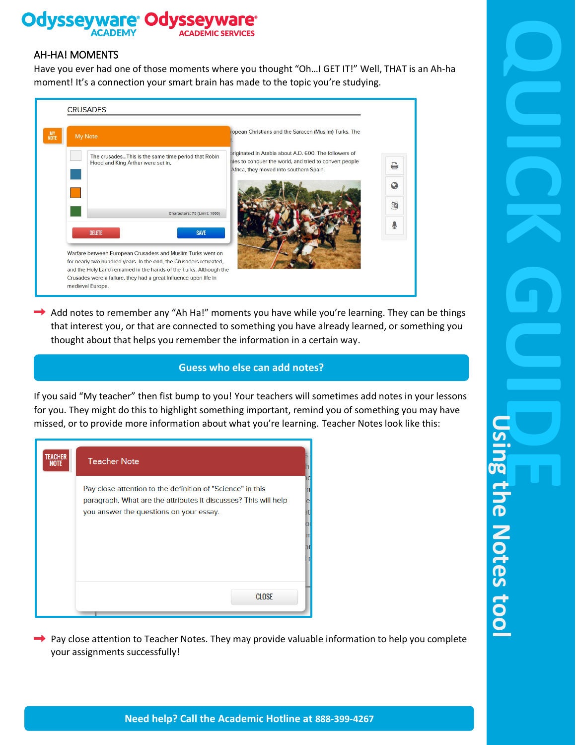## AH-HA! MOMENTS

Have you ever had one of those moments where you thought "Oh…I GET IT!" Well, THAT is an Ah-ha moment! It's a connection your smart brain has made to the topic you're studying.

→ Add notes to remember any "Ah Ha!" moments you have while you're learning. They can be things that interest you, or that are connected to something you have already learned, or something you thought about that helps you remember the information in a certain way.

**Guess who else can add notes?**

If you said "My teacher" then fist bump to you! Your teachers will sometimes add notes in your lessons for you. They might do this to highlight something important, remind you of something you may have missed, or to provide more information about what you're learning. Teacher Notes look like this:

→ Pay close attention to Teacher Notes. They may provide valuable information to help you complete your assignments successfully!

**Need help? Call the Academic Hotline at 888-399-4267**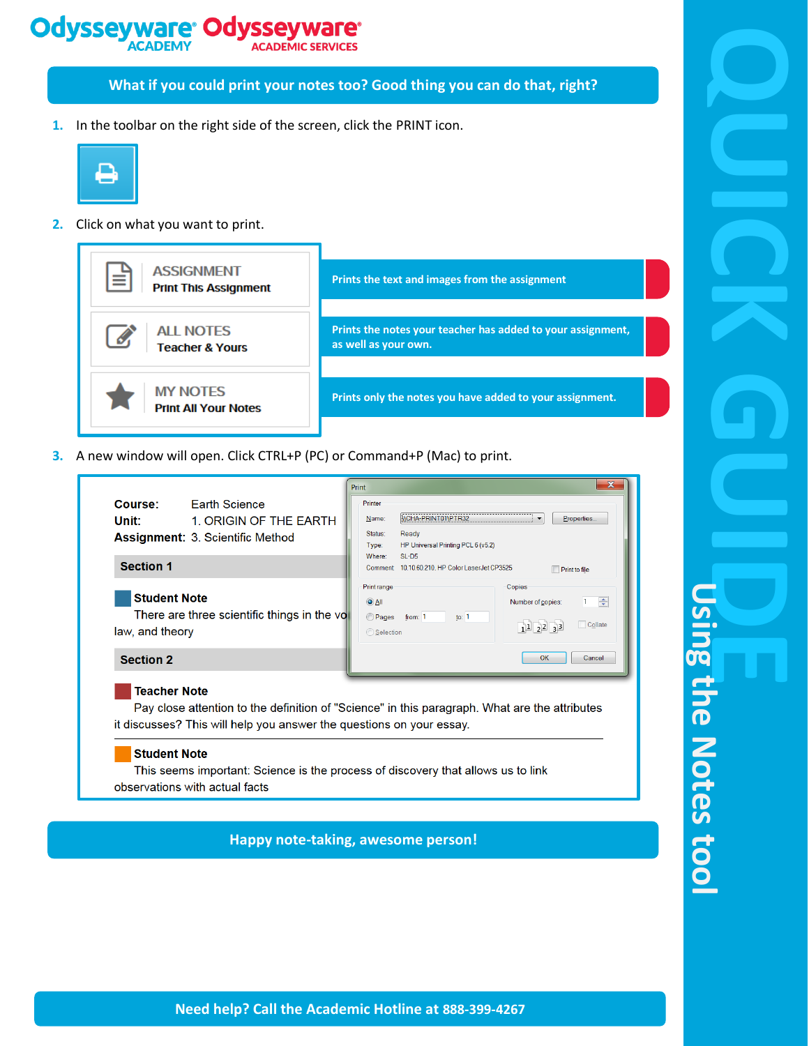Odysseyware ACADEMY Odysseyware ACADEMIC SERVICES

## What if you could print your notes too? Good thing you can do that, right?

1. In the toolbar on the right side of the screen, click the PRINT icon.

2. Click on what you want to print.

| | |
|---|---|
| **ASSIGNMENT** Print This Assignment | Prints the text and images from the assignment |
| **ALL NOTES** Teacher & Yours | Prints the notes your teacher has added to your assignment, as well as your own. |
| **MY NOTES** Print All Your Notes | Prints only the notes you have added to your assignment. |

3. A new window will open. Click CTRL+P (PC) or Command+P (Mac) to print.

**Course:** Earth Science
**Unit:** 1. ORIGIN OF THE EARTH
**Assignment:** 3. Scientific Method

**Section 1**

**Student Note**
There are three scientific things in the vo... law, and theory

**Section 2**

**Teacher Note**
Pay close attention to the definition of "Science" in this paragraph. What are the attributes it discusses? This will help you answer the questions on your essay.

**Student Note**
This seems important: Science is the process of discovery that allows us to link observations with actual facts

**Happy note-taking, awesome person!**

**Need help? Call the Academic Hotline at 888-399-4267**

QUICK GUIDE

Using the Notes tool